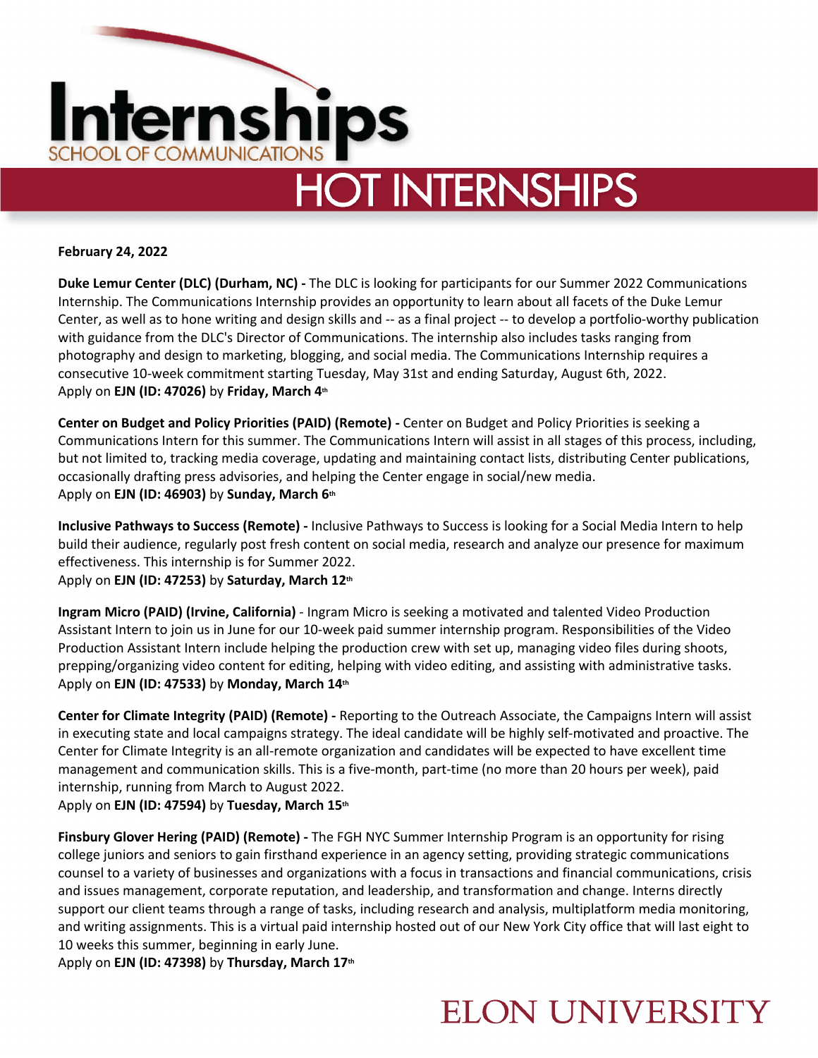# Internships

SCHOOL OF COMMUNICATIONS

## HOT INTERNSHIPS

**February 24, 2022**

**Duke Lemur Center (DLC) (Durham, NC) -** The DLC is looking for participants for our Summer 2022 Communications Internship. The Communications Internship provides an opportunity to learn about all facets of the Duke Lemur Center, as well as to hone writing and design skills and -- as a final project -- to develop a portfolio-worthy publication with guidance from the DLC's Director of Communications. The internship also includes tasks ranging from photography and design to marketing, blogging, and social media. The Communications Internship requires a consecutive 10-week commitment starting Tuesday, May 31st and ending Saturday, August 6th, 2022.
Apply on **EJN (ID: 47026)** by **Friday, March 4th**

**Center on Budget and Policy Priorities (PAID) (Remote) -** Center on Budget and Policy Priorities is seeking a Communications Intern for this summer. The Communications Intern will assist in all stages of this process, including, but not limited to, tracking media coverage, updating and maintaining contact lists, distributing Center publications, occasionally drafting press advisories, and helping the Center engage in social/new media.
Apply on **EJN (ID: 46903)** by **Sunday, March 6th**

**Inclusive Pathways to Success (Remote) -** Inclusive Pathways to Success is looking for a Social Media Intern to help build their audience, regularly post fresh content on social media, research and analyze our presence for maximum effectiveness. This internship is for Summer 2022.
Apply on **EJN (ID: 47253)** by **Saturday, March 12th**

**Ingram Micro (PAID) (Irvine, California)** - Ingram Micro is seeking a motivated and talented Video Production Assistant Intern to join us in June for our 10-week paid summer internship program. Responsibilities of the Video Production Assistant Intern include helping the production crew with set up, managing video files during shoots, prepping/organizing video content for editing, helping with video editing, and assisting with administrative tasks.
Apply on **EJN (ID: 47533)** by **Monday, March 14th**

**Center for Climate Integrity (PAID) (Remote) -** Reporting to the Outreach Associate, the Campaigns Intern will assist in executing state and local campaigns strategy. The ideal candidate will be highly self-motivated and proactive. The Center for Climate Integrity is an all-remote organization and candidates will be expected to have excellent time management and communication skills. This is a five-month, part-time (no more than 20 hours per week), paid internship, running from March to August 2022.
Apply on **EJN (ID: 47594)** by **Tuesday, March 15th**

**Finsbury Glover Hering (PAID) (Remote) -** The FGH NYC Summer Internship Program is an opportunity for rising college juniors and seniors to gain firsthand experience in an agency setting, providing strategic communications counsel to a variety of businesses and organizations with a focus in transactions and financial communications, crisis and issues management, corporate reputation, and leadership, and transformation and change. Interns directly support our client teams through a range of tasks, including research and analysis, multiplatform media monitoring, and writing assignments. This is a virtual paid internship hosted out of our New York City office that will last eight to 10 weeks this summer, beginning in early June.
Apply on **EJN (ID: 47398)** by **Thursday, March 17th**

ELON UNIVERSITY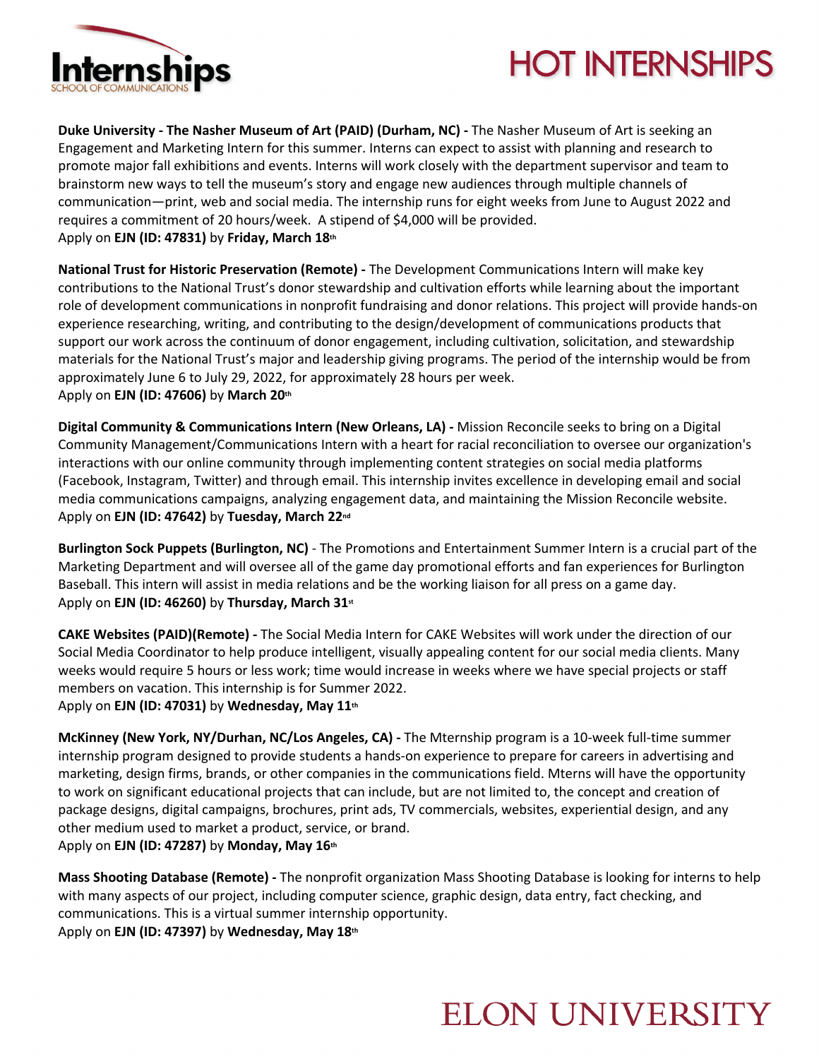# HOT INTERNSHIPS

**Duke University - The Nasher Museum of Art (PAID) (Durham, NC) -** The Nasher Museum of Art is seeking an Engagement and Marketing Intern for this summer. Interns can expect to assist with planning and research to promote major fall exhibitions and events. Interns will work closely with the department supervisor and team to brainstorm new ways to tell the museum's story and engage new audiences through multiple channels of communication—print, web and social media. The internship runs for eight weeks from June to August 2022 and requires a commitment of 20 hours/week. A stipend of $4,000 will be provided.
Apply on **EJN (ID: 47831)** by **Friday, March 18th**

**National Trust for Historic Preservation (Remote) -** The Development Communications Intern will make key contributions to the National Trust's donor stewardship and cultivation efforts while learning about the important role of development communications in nonprofit fundraising and donor relations. This project will provide hands-on experience researching, writing, and contributing to the design/development of communications products that support our work across the continuum of donor engagement, including cultivation, solicitation, and stewardship materials for the National Trust's major and leadership giving programs. The period of the internship would be from approximately June 6 to July 29, 2022, for approximately 28 hours per week.
Apply on **EJN (ID: 47606)** by **March 20th**

**Digital Community & Communications Intern (New Orleans, LA) -** Mission Reconcile seeks to bring on a Digital Community Management/Communications Intern with a heart for racial reconciliation to oversee our organization's interactions with our online community through implementing content strategies on social media platforms (Facebook, Instagram, Twitter) and through email. This internship invites excellence in developing email and social media communications campaigns, analyzing engagement data, and maintaining the Mission Reconcile website.
Apply on **EJN (ID: 47642)** by **Tuesday, March 22nd**

**Burlington Sock Puppets (Burlington, NC)** - The Promotions and Entertainment Summer Intern is a crucial part of the Marketing Department and will oversee all of the game day promotional efforts and fan experiences for Burlington Baseball. This intern will assist in media relations and be the working liaison for all press on a game day.
Apply on **EJN (ID: 46260)** by **Thursday, March 31st**

**CAKE Websites (PAID)(Remote) -** The Social Media Intern for CAKE Websites will work under the direction of our Social Media Coordinator to help produce intelligent, visually appealing content for our social media clients. Many weeks would require 5 hours or less work; time would increase in weeks where we have special projects or staff members on vacation. This internship is for Summer 2022.
Apply on **EJN (ID: 47031)** by **Wednesday, May 11th**

**McKinney (New York, NY/Durhan, NC/Los Angeles, CA) -** The Mternship program is a 10-week full-time summer internship program designed to provide students a hands-on experience to prepare for careers in advertising and marketing, design firms, brands, or other companies in the communications field. Mterns will have the opportunity to work on significant educational projects that can include, but are not limited to, the concept and creation of package designs, digital campaigns, brochures, print ads, TV commercials, websites, experiential design, and any other medium used to market a product, service, or brand.
Apply on **EJN (ID: 47287)** by **Monday, May 16th**

**Mass Shooting Database (Remote) -** The nonprofit organization Mass Shooting Database is looking for interns to help with many aspects of our project, including computer science, graphic design, data entry, fact checking, and communications. This is a virtual summer internship opportunity.
Apply on **EJN (ID: 47397)** by **Wednesday, May 18th**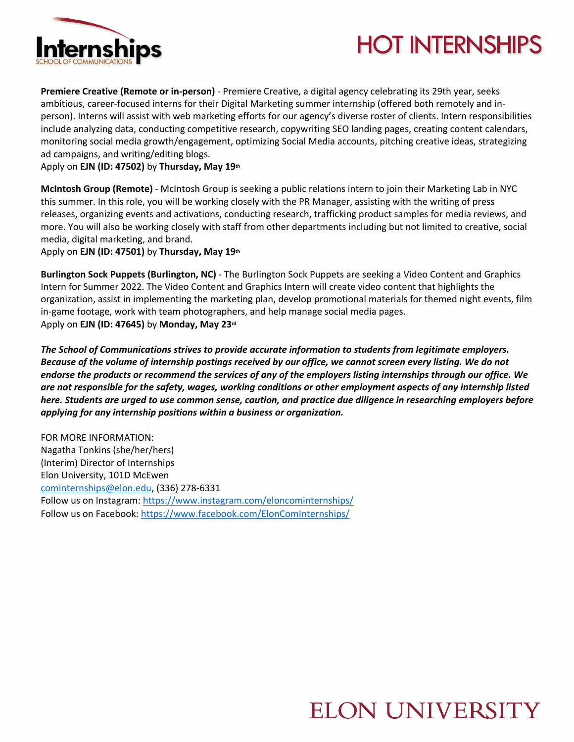**Premiere Creative (Remote or in-person)** - Premiere Creative, a digital agency celebrating its 29th year, seeks ambitious, career-focused interns for their Digital Marketing summer internship (offered both remotely and in-person). Interns will assist with web marketing efforts for our agency's diverse roster of clients. Intern responsibilities include analyzing data, conducting competitive research, copywriting SEO landing pages, creating content calendars, monitoring social media growth/engagement, optimizing Social Media accounts, pitching creative ideas, strategizing ad campaigns, and writing/editing blogs.
Apply on **EJN (ID: 47502)** by **Thursday, May 19th**

**McIntosh Group (Remote)** - McIntosh Group is seeking a public relations intern to join their Marketing Lab in NYC this summer. In this role, you will be working closely with the PR Manager, assisting with the writing of press releases, organizing events and activations, conducting research, trafficking product samples for media reviews, and more. You will also be working closely with staff from other departments including but not limited to creative, social media, digital marketing, and brand.
Apply on **EJN (ID: 47501)** by **Thursday, May 19th**

**Burlington Sock Puppets (Burlington, NC)** - The Burlington Sock Puppets are seeking a Video Content and Graphics Intern for Summer 2022. The Video Content and Graphics Intern will create video content that highlights the organization, assist in implementing the marketing plan, develop promotional materials for themed night events, film in-game footage, work with team photographers, and help manage social media pages.
Apply on **EJN (ID: 47645)** by **Monday, May 23rd**

***The School of Communications strives to provide accurate information to students from legitimate employers. Because of the volume of internship postings received by our office, we cannot screen every listing. We do not endorse the products or recommend the services of any of the employers listing internships through our office. We are not responsible for the safety, wages, working conditions or other employment aspects of any internship listed here. Students are urged to use common sense, caution, and practice due diligence in researching employers before applying for any internship positions within a business or organization.***

FOR MORE INFORMATION:
Nagatha Tonkins (she/her/hers)
(Interim) Director of Internships
Elon University, 101D McEwen
cominternships@elon.edu, (336) 278-6331
Follow us on Instagram: https://www.instagram.com/eloncominternships/
Follow us on Facebook: https://www.facebook.com/ElonComInternships/